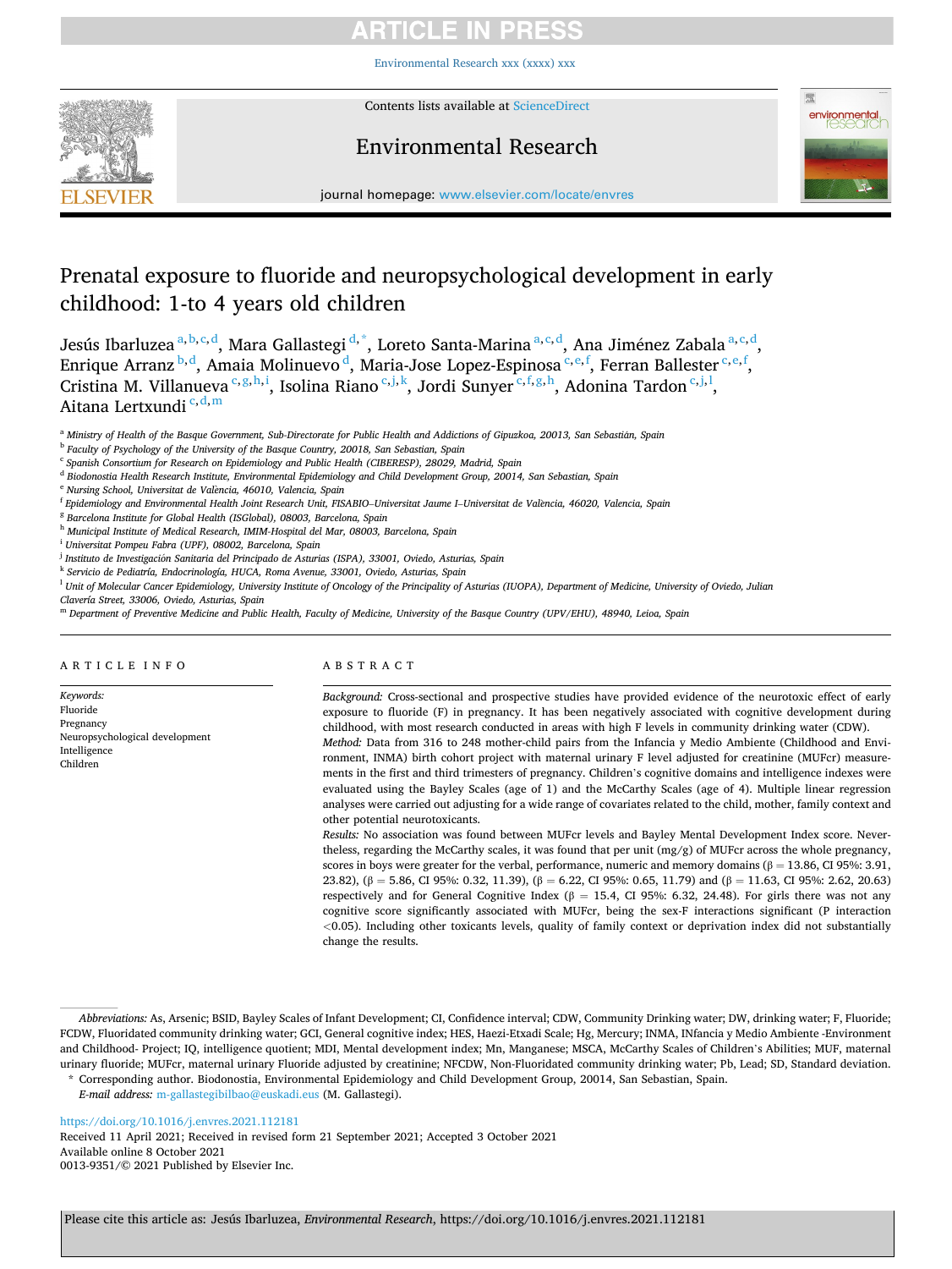# Prenatal exposure to fluoride and neuropsychological development in early childhood: 1-to 4 years old children

Jesús Ibarluzea [a,b,c,d], Mara Gallastegi [d,*], Loreto Santa-Marina [a,c,d], Ana Jiménez Zabala [a,c,d], Enrique Arranz [b,d], Amaia Molinuevo [d], Maria-Jose Lopez-Espinosa [c,e,f], Ferran Ballester [c,e,f], Cristina M. Villanueva [c,g,h,i], Isolina Riano [c,j,k], Jordi Sunyer [c,f,g,h], Adonina Tardon [c,j,l], Aitana Lertxundi [c,d,m]

[a] Ministry of Health of the Basque Government, Sub-Directorate for Public Health and Addictions of Gipuzkoa, 20013, San Sebastián, Spain
[b] Faculty of Psychology of the University of the Basque Country, 20018, San Sebastian, Spain
[c] Spanish Consortium for Research on Epidemiology and Public Health (CIBERESP), 28029, Madrid, Spain
[d] Biodonostia Health Research Institute, Environmental Epidemiology and Child Development Group, 20014, San Sebastian, Spain
[e] Nursing School, Universitat de València, 46010, Valencia, Spain
[f] Epidemiology and Environmental Health Joint Research Unit, FISABIO–Universitat Jaume I–Universitat de València, 46020, Valencia, Spain
[g] Barcelona Institute for Global Health (ISGlobal), 08003, Barcelona, Spain
[h] Municipal Institute of Medical Research, IMIM-Hospital del Mar, 08003, Barcelona, Spain
[i] Universitat Pompeu Fabra (UPF), 08002, Barcelona, Spain
[j] Instituto de Investigación Sanitaria del Principado de Asturias (ISPA), 33001, Oviedo, Asturias, Spain
[k] Servicio de Pediatría, Endocrinología, HUCA, Roma Avenue, 33001, Oviedo, Asturias, Spain
[l] Unit of Molecular Cancer Epidemiology, University Institute of Oncology of the Principality of Asturias (IUOPA), Department of Medicine, University of Oviedo, Julian Clavería Street, 33006, Oviedo, Asturias, Spain
[m] Department of Preventive Medicine and Public Health, Faculty of Medicine, University of the Basque Country (UPV/EHU), 48940, Leioa, Spain

## ARTICLE INFO

*Keywords:*
Fluoride
Pregnancy
Neuropsychological development
Intelligence
Children

## ABSTRACT

*Background:* Cross-sectional and prospective studies have provided evidence of the neurotoxic effect of early exposure to fluoride (F) in pregnancy. It has been negatively associated with cognitive development during childhood, with most research conducted in areas with high F levels in community drinking water (CDW).

*Method:* Data from 316 to 248 mother-child pairs from the Infancia y Medio Ambiente (Childhood and Environment, INMA) birth cohort project with maternal urinary F level adjusted for creatinine (MUFcr) measurements in the first and third trimesters of pregnancy. Children's cognitive domains and intelligence indexes were evaluated using the Bayley Scales (age of 1) and the McCarthy Scales (age of 4). Multiple linear regression analyses were carried out adjusting for a wide range of covariates related to the child, mother, family context and other potential neurotoxicants.

*Results:* No association was found between MUFcr levels and Bayley Mental Development Index score. Nevertheless, regarding the McCarthy scales, it was found that per unit (mg/g) of MUFcr across the whole pregnancy, scores in boys were greater for the verbal, performance, numeric and memory domains ($\beta = 13.86$, CI 95%: 3.91, 23.82), ($\beta = 5.86$, CI 95%: 0.32, 11.39), ($\beta = 6.22$, CI 95%: 0.65, 11.79) and ($\beta = 11.63$, CI 95%: 2.62, 20.63) respectively and for General Cognitive Index ($\beta = 15.4$, CI 95%: 6.32, 24.48). For girls there was not any cognitive score significantly associated with MUFcr, being the sex-F interactions significant (P interaction $<0.05$). Including other toxicants levels, quality of family context or deprivation index did not substantially change the results.

*Abbreviations:* As, Arsenic; BSID, Bayley Scales of Infant Development; CI, Confidence interval; CDW, Community Drinking water; DW, drinking water; F, Fluoride; FCDW, Fluoridated community drinking water; GCI, General cognitive index; HES, Haezi-Etxadi Scale; Hg, Mercury; INMA, INfancia y Medio Ambiente -Environment and Childhood- Project; IQ, intelligence quotient; MDI, Mental development index; Mn, Manganese; MSCA, McCarthy Scales of Children's Abilities; MUF, maternal urinary fluoride; MUFcr, maternal urinary Fluoride adjusted by creatinine; NFCDW, Non-Fluoridated community drinking water; Pb, Lead; SD, Standard deviation.

\* Corresponding author. Biodonostia, Environmental Epidemiology and Child Development Group, 20014, San Sebastian, Spain.
*E-mail address:* m-gallastegibilbao@euskadi.eus (M. Gallastegi).

https://doi.org/10.1016/j.envres.2021.112181
Received 11 April 2021; Received in revised form 21 September 2021; Accepted 3 October 2021
Available online 8 October 2021
0013-9351/© 2021 Published by Elsevier Inc.

Please cite this article as: Jesús Ibarluzea, *Environmental Research*, https://doi.org/10.1016/j.envres.2021.112181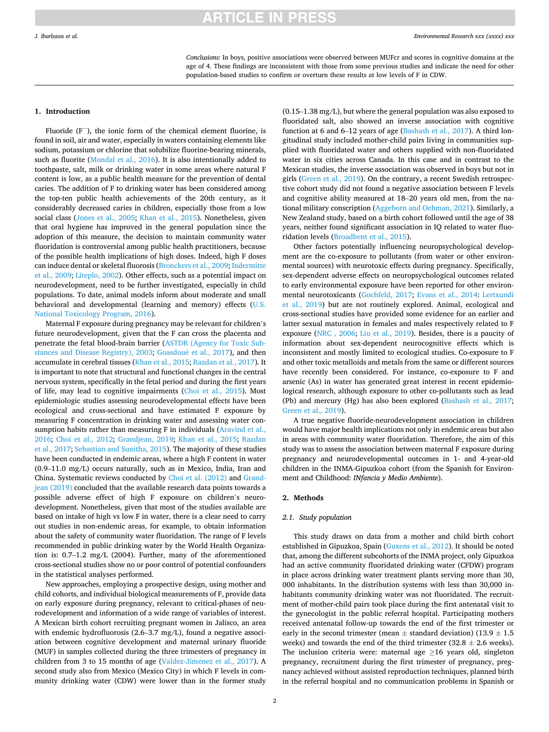*Conclusions:* In boys, positive associations were observed between MUFcr and scores in cognitive domains at the age of 4. These findings are inconsistent with those from some previous studies and indicate the need for other population-based studies to confirm or overturn these results at low levels of F in CDW.

## 1. Introduction

Fluoride ($F^-$), the ionic form of the chemical element fluorine, is found in soil, air and water, especially in waters containing elements like sodium, potassium or chlorine that solubilize fluorine-bearing minerals, such as fluorite (Mondal et al., 2016). It is also intentionally added to toothpaste, salt, milk or drinking water in some areas where natural F content is low, as a public health measure for the prevention of dental caries. The addition of F to drinking water has been considered among the top-ten public health achievements of the 20th century, as it considerably decreased caries in children, especially those from a low social class (Jones et al., 2005; Khan et al., 2015). Nonetheless, given that oral hygiene has improved in the general population since the adoption of this measure, the decision to maintain community water fluoridation is controversial among public health practitioners, because of the possible health implications of high doses. Indeed, high F doses can induce dental or skeletal fluorosis (Bronckers et al., 2009; Indermitte et al., 2009; Liteplo, 2002). Other effects, such as a potential impact on neurodevelopment, need to be further investigated, especially in child populations. To date, animal models inform about moderate and small behavioral and developmental (learning and memory) effects (U.S. National Toxicology Program, 2016).

Maternal F exposure during pregnancy may be relevant for children's future neurodevelopment, given that the F can cross the placenta and penetrate the fetal blood-brain barrier (ASTDR (Agency for Toxic Substances and Disease Registry), 2003; Goasdoué et al., 2017), and then accumulate in cerebral tissues (Khan et al., 2015; Razdan et al., 2017). It is important to note that structural and functional changes in the central nervous system, specifically in the fetal period and during the first years of life, may lead to cognitive impairments (Choi et al., 2015). Most epidemiologic studies assessing neurodevelopmental effects have been ecological and cross-sectional and have estimated F exposure by measuring F concentration in drinking water and assessing water consumption habits rather than measuring F in individuals (Aravind et al., 2016; Choi et al., 2012; Grandjean, 2019; Khan et al., 2015; Razdan et al., 2017; Sebastian and Sunitha, 2015). The majority of these studies have been conducted in endemic areas, where a high F content in water (0.9–11.0 mg/L) occurs naturally, such as in Mexico, India, Iran and China. Systematic reviews conducted by Choi et al. (2012) and Grandjean (2019) concluded that the available research data points towards a possible adverse effect of high F exposure on children's neurodevelopment. Nonetheless, given that most of the studies available are based on intake of high vs low F in water, there is a clear need to carry out studies in non-endemic areas, for example, to obtain information about the safety of community water fluoridation. The range of F levels recommended in public drinking water by the World Health Organization is: 0.7–1.2 mg/L (2004). Further, many of the aforementioned cross-sectional studies show no or poor control of potential confounders in the statistical analyses performed.

New approaches, employing a prospective design, using mother and child cohorts, and individual biological measurements of F, provide data on early exposure during pregnancy, relevant to critical-phases of neurodevelopment and information of a wide range of variables of interest. A Mexican birth cohort recruiting pregnant women in Jalisco, an area with endemic hydrofluorosis (2.6–3.7 mg/L), found a negative association between cognitive development and maternal urinary fluoride (MUF) in samples collected during the three trimesters of pregnancy in children from 3 to 15 months of age (Valdez-Jiménez et al., 2017). A second study also from Mexico (Mexico City) in which F levels in community drinking water (CDW) were lower than in the former study (0.15–1.38 mg/L), but where the general population was also exposed to fluoridated salt, also showed an inverse association with cognitive function at 6 and 6–12 years of age (Bashash et al., 2017). A third longitudinal study included mother-child pairs living in communities supplied with fluoridated water and others supplied with non-fluoridated water in six cities across Canada. In this case and in contrast to the Mexican studies, the inverse association was observed in boys but not in girls (Green et al., 2019). On the contrary, a recent Swedish retrospective cohort study did not found a negative association between F levels and cognitive ability measured at 18–20 years old men, from the national military conscription (Aggeborn and Oehman, 2021). Similarly, a New Zealand study, based on a birth cohort followed until the age of 38 years, neither found significant association in IQ related to water fluoridation levels (Broadbent et al., 2015).

Other factors potentially influencing neuropsychological development are the co-exposure to pollutants (from water or other environmental sources) with neurotoxic effects during pregnancy. Specifically, sex-dependent adverse effects on neuropsychological outcomes related to early environmental exposure have been reported for other environmental neurotoxicants (Gochfeld, 2017; Evans et al., 2014: Lertxundi et al., 2019) but are not routinely explored. Animal, ecological and cross-sectional studies have provided some evidence for an earlier and latter sexual maturation in females and males respectively related to F exposure (NRC , 2006; Liu et al., 2019). Besides, there is a paucity of information about sex-dependent neurocognitive effects which is inconsistent and mostly limited to ecological studies. Co-exposure to F and other toxic metalloids and metals from the same or different sources have recently been considered. For instance, co-exposure to F and arsenic (As) in water has generated great interest in recent epidemiological research, although exposure to other co-pollutants such as lead (Pb) and mercury (Hg) has also been explored (Bashash et al., 2017; Green et al., 2019).

A true negative fluoride-neurodevelopment association in children would have major health implications not only in endemic areas but also in areas with community water fluoridation. Therefore, the aim of this study was to assess the association between maternal F exposure during pregnancy and neurodevelopmental outcomes in 1- and 4-year-old children in the INMA-Gipuzkoa cohort (from the Spanish for Environment and Childhood: *INfancia y Medio Ambiente*).

## 2. Methods

### 2.1. Study population

This study draws on data from a mother and child birth cohort established in Gipuzkoa, Spain (Guxens et al., 2012). It should be noted that, among the different subcohorts of the INMA project, only Gipuzkoa had an active community fluoridated drinking water (CFDW) program in place across drinking water treatment plants serving more than 30, 000 inhabitants. In the distribution systems with less than 30,000 inhabitants community drinking water was not fluoridated. The recruitment of mother-child pairs took place during the first antenatal visit to the gynecologist in the public referral hospital. Participating mothers received antenatal follow-up towards the end of the first trimester or early in the second trimester (mean ± standard deviation) (13.9 ± 1.5 weeks) and towards the end of the third trimester (32.8 ± 2.6 weeks). The inclusion criteria were: maternal age ≥16 years old, singleton pregnancy, recruitment during the first trimester of pregnancy, pregnancy achieved without assisted reproduction techniques, planned birth in the referral hospital and no communication problems in Spanish or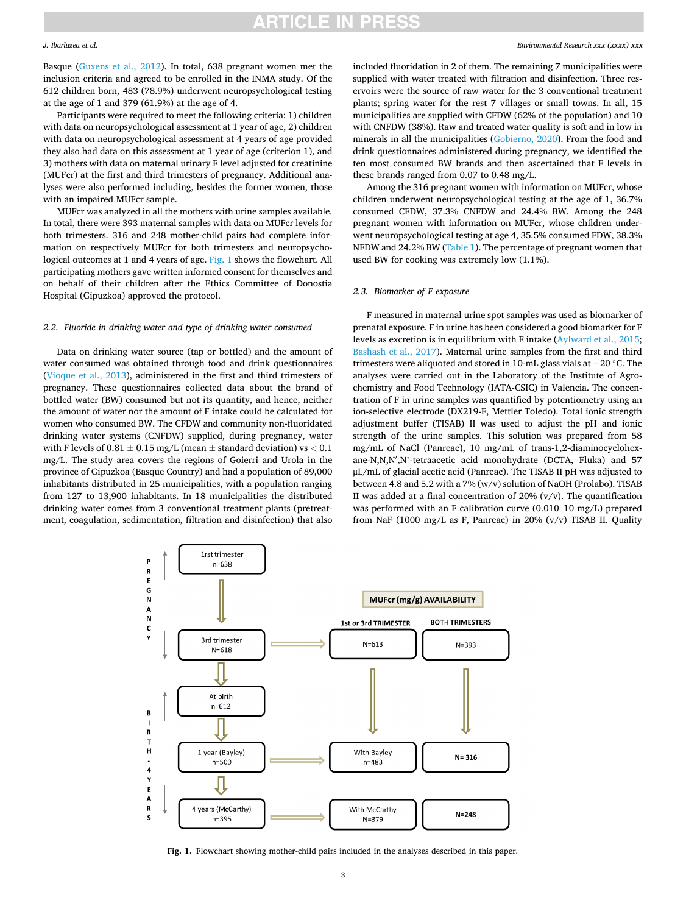Basque (Guxens et al., 2012). In total, 638 pregnant women met the inclusion criteria and agreed to be enrolled in the INMA study. Of the 612 children born, 483 (78.9%) underwent neuropsychological testing at the age of 1 and 379 (61.9%) at the age of 4.

Participants were required to meet the following criteria: 1) children with data on neuropsychological assessment at 1 year of age, 2) children with data on neuropsychological assessment at 4 years of age provided they also had data on this assessment at 1 year of age (criterion 1), and 3) mothers with data on maternal urinary F level adjusted for creatinine (MUFcr) at the first and third trimesters of pregnancy. Additional analyses were also performed including, besides the former women, those with an impaired MUFcr sample.

MUFcr was analyzed in all the mothers with urine samples available. In total, there were 393 maternal samples with data on MUFcr levels for both trimesters. 316 and 248 mother-child pairs had complete information on respectively MUFcr for both trimesters and neuropsychological outcomes at 1 and 4 years of age. Fig. 1 shows the flowchart. All participating mothers gave written informed consent for themselves and on behalf of their children after the Ethics Committee of Donostia Hospital (Gipuzkoa) approved the protocol.

### 2.2. Fluoride in drinking water and type of drinking water consumed

Data on drinking water source (tap or bottled) and the amount of water consumed was obtained through food and drink questionnaires (Vioque et al., 2013), administered in the first and third trimesters of pregnancy. These questionnaires collected data about the brand of bottled water (BW) consumed but not its quantity, and hence, neither the amount of water nor the amount of F intake could be calculated for women who consumed BW. The CFDW and community non-fluoridated drinking water systems (CNFDW) supplied, during pregnancy, water with F levels of $0.81 \pm 0.15$ mg/L (mean $\pm$ standard deviation) vs $< 0.1$ mg/L. The study area covers the regions of Goierri and Urola in the province of Gipuzkoa (Basque Country) and had a population of 89,000 inhabitants distributed in 25 municipalities, with a population ranging from 127 to 13,900 inhabitants. In 18 municipalities the distributed drinking water comes from 3 conventional treatment plants (pretreatment, coagulation, sedimentation, filtration and disinfection) that also included fluoridation in 2 of them. The remaining 7 municipalities were supplied with water treated with filtration and disinfection. Three reservoirs were the source of raw water for the 3 conventional treatment plants; spring water for the rest 7 villages or small towns. In all, 15 municipalities are supplied with CFDW (62% of the population) and 10 with CNFDW (38%). Raw and treated water quality is soft and in low in minerals in all the municipalities (Gobierno, 2020). From the food and drink questionnaires administered during pregnancy, we identified the ten most consumed BW brands and then ascertained that F levels in these brands ranged from 0.07 to 0.48 mg/L.

Among the 316 pregnant women with information on MUFcr, whose children underwent neuropsychological testing at the age of 1, 36.7% consumed CFDW, 37.3% CNFDW and 24.4% BW. Among the 248 pregnant women with information on MUFcr, whose children underwent neuropsychological testing at age 4, 35.5% consumed FDW, 38.3% NFDW and 24.2% BW (Table 1). The percentage of pregnant women that used BW for cooking was extremely low (1.1%).

### 2.3. Biomarker of F exposure

F measured in maternal urine spot samples was used as biomarker of prenatal exposure. F in urine has been considered a good biomarker for F levels as excretion is in equilibrium with F intake (Aylward et al., 2015; Bashash et al., 2017). Maternal urine samples from the first and third trimesters were aliquoted and stored in 10-mL glass vials at −20 °C. The analyses were carried out in the Laboratory of the Institute of Agrochemistry and Food Technology (IATA-CSIC) in Valencia. The concentration of F in urine samples was quantified by potentiometry using an ion-selective electrode (DX219-F, Mettler Toledo). Total ionic strength adjustment buffer (TISAB) II was used to adjust the pH and ionic strength of the urine samples. This solution was prepared from 58 mg/mL of NaCl (Panreac), 10 mg/mL of trans-1,2-diaminocyclohexane-N,N,N′,N′-tetraacetic acid monohydrate (DCTA, Fluka) and 57 μL/mL of glacial acetic acid (Panreac). The TISAB II pH was adjusted to between 4.8 and 5.2 with a 7% (w/v) solution of NaOH (Prolabo). TISAB II was added at a final concentration of 20% (v/v). The quantification was performed with an F calibration curve (0.010–10 mg/L) prepared from NaF (1000 mg/L as F, Panreac) in 20% (v/v) TISAB II. Quality

PREGNANCY

1rst trimester n=638 → 3rd trimester N=618

BIRTH - 4 YEARS

At birth n=612 → 1 year (Bayley) n=500 → 4 years (McCarthy) n=395

MUFcr (mg/g) AVAILABILITY

| | 1st or 3rd TRIMESTER | BOTH TRIMESTERS |
|---|---|---|
| 3rd trimester N=618 | N=613 | N=393 |
| 1 year (Bayley) n=500 | With Bayley n=483 | **N= 316** |
| 4 years (McCarthy) n=395 | With McCarthy N=379 | **N=248** |

**Fig. 1.** Flowchart showing mother-child pairs included in the analyses described in this paper.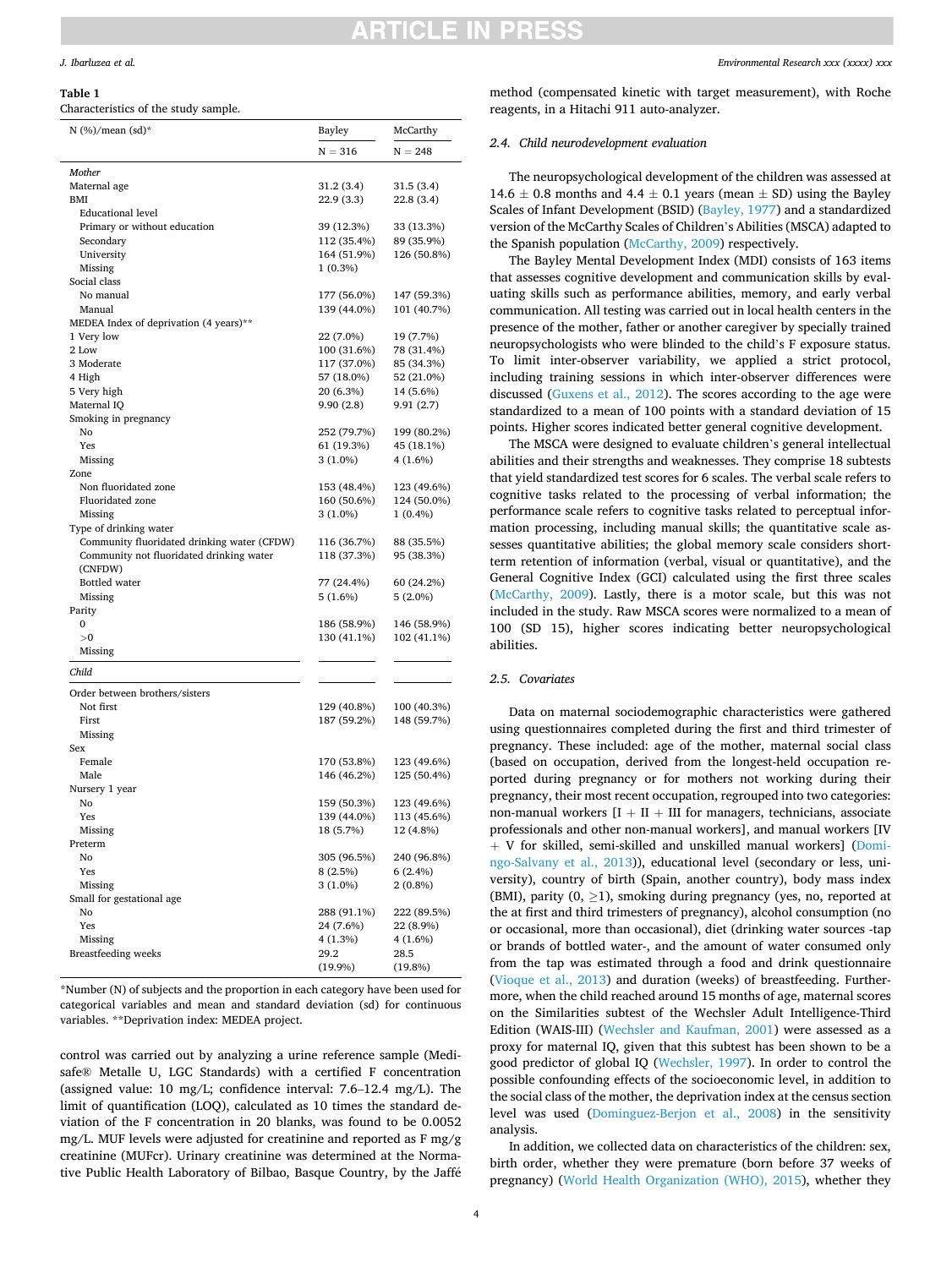**Table 1**
Characteristics of the study sample.

| N (%)/mean (sd)* | Bayley | McCarthy |
|---|---|---|
| | N = 316 | N = 248 |
| *Mother* | | |
| Maternal age | 31.2 (3.4) | 31.5 (3.4) |
| BMI | 22.9 (3.3) | 22.8 (3.4) |
| Educational level | | |
| Primary or without education | 39 (12.3%) | 33 (13.3%) |
| Secondary | 112 (35.4%) | 89 (35.9%) |
| University | 164 (51.9%) | 126 (50.8%) |
| Missing | 1 (0.3%) | |
| Social class | | |
| No manual | 177 (56.0%) | 147 (59.3%) |
| Manual | 139 (44.0%) | 101 (40.7%) |
| MEDEA Index of deprivation (4 years)** | | |
| 1 Very low | 22 (7.0%) | 19 (7.7%) |
| 2 Low | 100 (31.6%) | 78 (31.4%) |
| 3 Moderate | 117 (37.0%) | 85 (34.3%) |
| 4 High | 57 (18.0%) | 52 (21.0%) |
| 5 Very high | 20 (6.3%) | 14 (5.6%) |
| Maternal IQ | 9.90 (2.8) | 9.91 (2.7) |
| Smoking in pregnancy | | |
| No | 252 (79.7%) | 199 (80.2%) |
| Yes | 61 (19.3%) | 45 (18.1%) |
| Missing | 3 (1.0%) | 4 (1.6%) |
| Zone | | |
| Non fluoridated zone | 153 (48.4%) | 123 (49.6%) |
| Fluoridated zone | 160 (50.6%) | 124 (50.0%) |
| Missing | 3 (1.0%) | 1 (0.4%) |
| Type of drinking water | | |
| Community fluoridated drinking water (CFDW) | 116 (36.7%) | 88 (35.5%) |
| Community not fluoridated drinking water (CNFDW) | 118 (37.3%) | 95 (38.3%) |
| Bottled water | 77 (24.4%) | 60 (24.2%) |
| Missing | 5 (1.6%) | 5 (2.0%) |
| Parity | | |
| 0 | 186 (58.9%) | 146 (58.9%) |
| >0 | 130 (41.1%) | 102 (41.1%) |
| Missing | | |
| *Child* | | |
| Order between brothers/sisters | | |
| Not first | 129 (40.8%) | 100 (40.3%) |
| First | 187 (59.2%) | 148 (59.7%) |
| Missing | | |
| Sex | | |
| Female | 170 (53.8%) | 123 (49.6%) |
| Male | 146 (46.2%) | 125 (50.4%) |
| Nursery 1 year | | |
| No | 159 (50.3%) | 123 (49.6%) |
| Yes | 139 (44.0%) | 113 (45.6%) |
| Missing | 18 (5.7%) | 12 (4.8%) |
| Preterm | | |
| No | 305 (96.5%) | 240 (96.8%) |
| Yes | 8 (2.5%) | 6 (2.4%) |
| Missing | 3 (1.0%) | 2 (0.8%) |
| Small for gestational age | | |
| No | 288 (91.1%) | 222 (89.5%) |
| Yes | 24 (7.6%) | 22 (8.9%) |
| Missing | 4 (1.3%) | 4 (1.6%) |
| Breastfeeding weeks | 29.2 (19.9%) | 28.5 (19.8%) |

*Number (N) of subjects and the proportion in each category have been used for categorical variables and mean and standard deviation (sd) for continuous variables. **Deprivation index: MEDEA project.

control was carried out by analyzing a urine reference sample (Medisafe® Metalle U, LGC Standards) with a certified F concentration (assigned value: 10 mg/L; confidence interval: 7.6–12.4 mg/L). The limit of quantification (LOQ), calculated as 10 times the standard deviation of the F concentration in 20 blanks, was found to be 0.0052 mg/L. MUF levels were adjusted for creatinine and reported as F mg/g creatinine (MUFcr). Urinary creatinine was determined at the Normative Public Health Laboratory of Bilbao, Basque Country, by the Jaffé method (compensated kinetic with target measurement), with Roche reagents, in a Hitachi 911 auto-analyzer.

### 2.4. Child neurodevelopment evaluation

The neuropsychological development of the children was assessed at 14.6 ± 0.8 months and 4.4 ± 0.1 years (mean ± SD) using the Bayley Scales of Infant Development (BSID) (Bayley, 1977) and a standardized version of the McCarthy Scales of Children's Abilities (MSCA) adapted to the Spanish population (McCarthy, 2009) respectively.

The Bayley Mental Development Index (MDI) consists of 163 items that assesses cognitive development and communication skills by evaluating skills such as performance abilities, memory, and early verbal communication. All testing was carried out in local health centers in the presence of the mother, father or another caregiver by specially trained neuropsychologists who were blinded to the child's F exposure status. To limit inter-observer variability, we applied a strict protocol, including training sessions in which inter-observer differences were discussed (Guxens et al., 2012). The scores according to the age were standardized to a mean of 100 points with a standard deviation of 15 points. Higher scores indicated better general cognitive development.

The MSCA were designed to evaluate children's general intellectual abilities and their strengths and weaknesses. They comprise 18 subtests that yield standardized test scores for 6 scales. The verbal scale refers to cognitive tasks related to the processing of verbal information; the performance scale refers to cognitive tasks related to perceptual information processing, including manual skills; the quantitative scale assesses quantitative abilities; the global memory scale considers short-term retention of information (verbal, visual or quantitative), and the General Cognitive Index (GCI) calculated using the first three scales (McCarthy, 2009). Lastly, there is a motor scale, but this was not included in the study. Raw MSCA scores were normalized to a mean of 100 (SD 15), higher scores indicating better neuropsychological abilities.

### 2.5. Covariates

Data on maternal sociodemographic characteristics were gathered using questionnaires completed during the first and third trimester of pregnancy. These included: age of the mother, maternal social class (based on occupation, derived from the longest-held occupation reported during pregnancy or for mothers not working during their pregnancy, their most recent occupation, regrouped into two categories: non-manual workers [I + II + III for managers, technicians, associate professionals and other non-manual workers], and manual workers [IV + V for skilled, semi-skilled and unskilled manual workers] (Domingo-Salvany et al., 2013)), educational level (secondary or less, university), country of birth (Spain, another country), body mass index (BMI), parity (0, ≥1), smoking during pregnancy (yes, no, reported at the at first and third trimesters of pregnancy), alcohol consumption (no or occasional, more than occasional), diet (drinking water sources -tap or brands of bottled water-, and the amount of water consumed only from the tap was estimated through a food and drink questionnaire (Vioque et al., 2013) and duration (weeks) of breastfeeding. Furthermore, when the child reached around 15 months of age, maternal scores on the Similarities subtest of the Wechsler Adult Intelligence-Third Edition (WAIS-III) (Wechsler and Kaufman, 2001) were assessed as a proxy for maternal IQ, given that this subtest has been shown to be a good predictor of global IQ (Wechsler, 1997). In order to control the possible confounding effects of the socioeconomic level, in addition to the social class of the mother, the deprivation index at the census section level was used (Dominguez-Berjon et al., 2008) in the sensitivity analysis.

In addition, we collected data on characteristics of the children: sex, birth order, whether they were premature (born before 37 weeks of pregnancy) (World Health Organization (WHO), 2015), whether they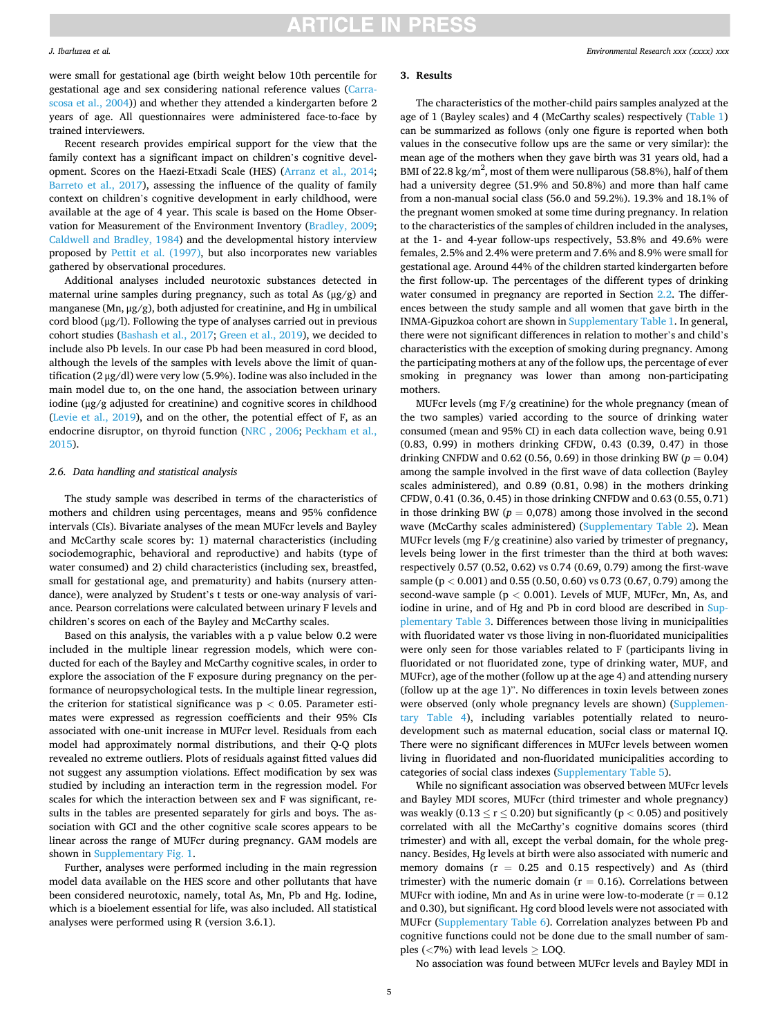were small for gestational age (birth weight below 10th percentile for gestational age and sex considering national reference values (Carrascosa et al., 2004)) and whether they attended a kindergarten before 2 years of age. All questionnaires were administered face-to-face by trained interviewers.

Recent research provides empirical support for the view that the family context has a significant impact on children's cognitive development. Scores on the Haezi-Etxadi Scale (HES) (Arranz et al., 2014; Barreto et al., 2017), assessing the influence of the quality of family context on children's cognitive development in early childhood, were available at the age of 4 year. This scale is based on the Home Observation for Measurement of the Environment Inventory (Bradley, 2009; Caldwell and Bradley, 1984) and the developmental history interview proposed by Pettit et al. (1997), but also incorporates new variables gathered by observational procedures.

Additional analyses included neurotoxic substances detected in maternal urine samples during pregnancy, such as total As (μg/g) and manganese (Mn, μg/g), both adjusted for creatinine, and Hg in umbilical cord blood (μg/l). Following the type of analyses carried out in previous cohort studies (Bashash et al., 2017; Green et al., 2019), we decided to include also Pb levels. In our case Pb had been measured in cord blood, although the levels of the samples with levels above the limit of quantification (2 μg/dl) were very low (5.9%). Iodine was also included in the main model due to, on the one hand, the association between urinary iodine (μg/g adjusted for creatinine) and cognitive scores in childhood (Levie et al., 2019), and on the other, the potential effect of F, as an endocrine disruptor, on thyroid function (NRC , 2006; Peckham et al., 2015).

### 2.6. Data handling and statistical analysis

The study sample was described in terms of the characteristics of mothers and children using percentages, means and 95% confidence intervals (CIs). Bivariate analyses of the mean MUFcr levels and Bayley and McCarthy scale scores by: 1) maternal characteristics (including sociodemographic, behavioral and reproductive) and habits (type of water consumed) and 2) child characteristics (including sex, breastfed, small for gestational age, and prematurity) and habits (nursery attendance), were analyzed by Student's t tests or one-way analysis of variance. Pearson correlations were calculated between urinary F levels and children's scores on each of the Bayley and McCarthy scales.

Based on this analysis, the variables with a p value below 0.2 were included in the multiple linear regression models, which were conducted for each of the Bayley and McCarthy cognitive scales, in order to explore the association of the F exposure during pregnancy on the performance of neuropsychological tests. In the multiple linear regression, the criterion for statistical significance was $p < 0.05$. Parameter estimates were expressed as regression coefficients and their 95% CIs associated with one-unit increase in MUFcr level. Residuals from each model had approximately normal distributions, and their Q-Q plots revealed no extreme outliers. Plots of residuals against fitted values did not suggest any assumption violations. Effect modification by sex was studied by including an interaction term in the regression model. For scales for which the interaction between sex and F was significant, results in the tables are presented separately for girls and boys. The association with GCI and the other cognitive scale scores appears to be linear across the range of MUFcr during pregnancy. GAM models are shown in Supplementary Fig. 1.

Further, analyses were performed including in the main regression model data available on the HES score and other pollutants that have been considered neurotoxic, namely, total As, Mn, Pb and Hg. Iodine, which is a bioelement essential for life, was also included. All statistical analyses were performed using R (version 3.6.1).

## 3. Results

The characteristics of the mother-child pairs samples analyzed at the age of 1 (Bayley scales) and 4 (McCarthy scales) respectively (Table 1) can be summarized as follows (only one figure is reported when both values in the consecutive follow ups are the same or very similar): the mean age of the mothers when they gave birth was 31 years old, had a BMI of 22.8 kg/m$^2$, most of them were nulliparous (58.8%), half of them had a university degree (51.9% and 50.8%) and more than half came from a non-manual social class (56.0 and 59.2%). 19.3% and 18.1% of the pregnant women smoked at some time during pregnancy. In relation to the characteristics of the samples of children included in the analyses, at the 1- and 4-year follow-ups respectively, 53.8% and 49.6% were females, 2.5% and 2.4% were preterm and 7.6% and 8.9% were small for gestational age. Around 44% of the children started kindergarten before the first follow-up. The percentages of the different types of drinking water consumed in pregnancy are reported in Section 2.2. The differences between the study sample and all women that gave birth in the INMA-Gipuzkoa cohort are shown in Supplementary Table 1. In general, there were not significant differences in relation to mother's and child's characteristics with the exception of smoking during pregnancy. Among the participating mothers at any of the follow ups, the percentage of ever smoking in pregnancy was lower than among non-participating mothers.

MUFcr levels (mg F/g creatinine) for the whole pregnancy (mean of the two samples) varied according to the source of drinking water consumed (mean and 95% CI) in each data collection wave, being 0.91 (0.83, 0.99) in mothers drinking CFDW, 0.43 (0.39, 0.47) in those drinking CNFDW and 0.62 (0.56, 0.69) in those drinking BW ($p = 0.04$) among the sample involved in the first wave of data collection (Bayley scales administered), and 0.89 (0.81, 0.98) in the mothers drinking CFDW, 0.41 (0.36, 0.45) in those drinking CNFDW and 0.63 (0.55, 0.71) in those drinking BW ($p = 0,078$) among those involved in the second wave (McCarthy scales administered) (Supplementary Table 2). Mean MUFcr levels (mg F/g creatinine) also varied by trimester of pregnancy, levels being lower in the first trimester than the third at both waves: respectively 0.57 (0.52, 0.62) vs 0.74 (0.69, 0.79) among the first-wave sample ($p < 0.001$) and 0.55 (0.50, 0.60) vs 0.73 (0.67, 0.79) among the second-wave sample ($p < 0.001$). Levels of MUF, MUFcr, Mn, As, and iodine in urine, and of Hg and Pb in cord blood are described in Supplementary Table 3. Differences between those living in municipalities with fluoridated water vs those living in non-fluoridated municipalities were only seen for those variables related to F (participants living in fluoridated or not fluoridated zone, type of drinking water, MUF, and MUFcr), age of the mother (follow up at the age 4) and attending nursery (follow up at the age 1)". No differences in toxin levels between zones were observed (only whole pregnancy levels are shown) (Supplementary Table 4), including variables potentially related to neurodevelopment such as maternal education, social class or maternal IQ. There were no significant differences in MUFcr levels between women living in fluoridated and non-fluoridated municipalities according to categories of social class indexes (Supplementary Table 5).

While no significant association was observed between MUFcr levels and Bayley MDI scores, MUFcr (third trimester and whole pregnancy) was weakly ($0.13 \leq r \leq 0.20$) but significantly ($p < 0.05$) and positively correlated with all the McCarthy's cognitive domains scores (third trimester) and with all, except the verbal domain, for the whole pregnancy. Besides, Hg levels at birth were also associated with numeric and memory domains ($r = 0.25$ and $0.15$ respectively) and As (third trimester) with the numeric domain ($r = 0.16$). Correlations between MUFcr with iodine, Mn and As in urine were low-to-moderate ($r = 0.12$ and $0.30$), but significant. Hg cord blood levels were not associated with MUFcr (Supplementary Table 6). Correlation analyzes between Pb and cognitive functions could not be done due to the small number of samples (<7%) with lead levels ≥ LOQ.

No association was found between MUFcr levels and Bayley MDI in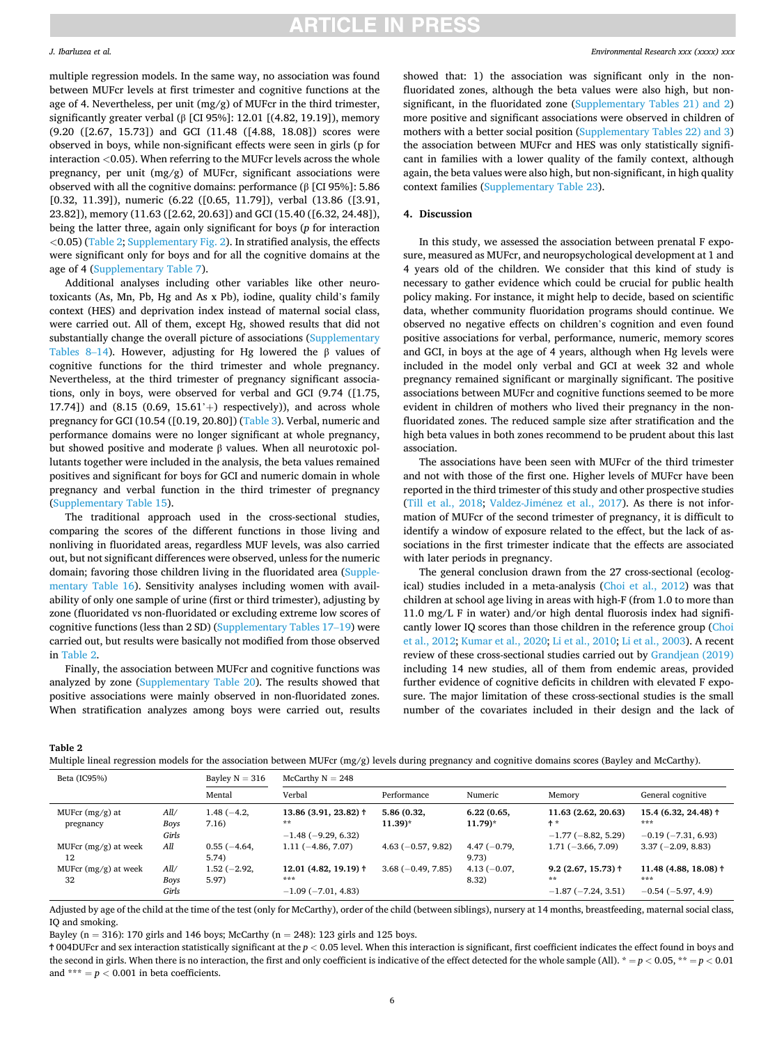multiple regression models. In the same way, no association was found between MUFcr levels at first trimester and cognitive functions at the age of 4. Nevertheless, per unit (mg/g) of MUFcr in the third trimester, significantly greater verbal (β [CI 95%]: 12.01 [(4.82, 19.19]), memory (9.20 ([2.67, 15.73]) and GCI (11.48 ([4.88, 18.08]) scores were observed in boys, while non-significant effects were seen in girls (p for interaction <0.05). When referring to the MUFcr levels across the whole pregnancy, per unit (mg/g) of MUFcr, significant associations were observed with all the cognitive domains: performance (β [CI 95%]: 5.86 [0.32, 11.39]), numeric (6.22 ([0.65, 11.79]), verbal (13.86 ([3.91, 23.82]), memory (11.63 ([2.62, 20.63]) and GCI (15.40 ([6.32, 24.48]), being the latter three, again only significant for boys (*p* for interaction <0.05) (Table 2; Supplementary Fig. 2). In stratified analysis, the effects were significant only for boys and for all the cognitive domains at the age of 4 (Supplementary Table 7).

Additional analyses including other variables like other neurotoxicants (As, Mn, Pb, Hg and As x Pb), iodine, quality child's family context (HES) and deprivation index instead of maternal social class, were carried out. All of them, except Hg, showed results that did not substantially change the overall picture of associations (Supplementary Tables 8–14). However, adjusting for Hg lowered the β values of cognitive functions for the third trimester and whole pregnancy. Nevertheless, at the third trimester of pregnancy significant associations, only in boys, were observed for verbal and GCI (9.74 ([1.75, 17.74]) and (8.15 (0.69, 15.61˙+) respectively)), and across whole pregnancy for GCI (10.54 ([0.19, 20.80]) (Table 3). Verbal, numeric and performance domains were no longer significant at whole pregnancy, but showed positive and moderate β values. When all neurotoxic pollutants together were included in the analysis, the beta values remained positives and significant for boys for GCI and numeric domain in whole pregnancy and verbal function in the third trimester of pregnancy (Supplementary Table 15).

The traditional approach used in the cross-sectional studies, comparing the scores of the different functions in those living and nonliving in fluoridated areas, regardless MUF levels, was also carried out, but not significant differences were observed, unless for the numeric domain; favoring those children living in the fluoridated area (Supplementary Table 16). Sensitivity analyses including women with availability of only one sample of urine (first or third trimester), adjusting by zone (fluoridated vs non-fluoridated or excluding extreme low scores of cognitive functions (less than 2 SD) (Supplementary Tables 17–19) were carried out, but results were basically not modified from those observed in Table 2.

Finally, the association between MUFcr and cognitive functions was analyzed by zone (Supplementary Table 20). The results showed that positive associations were mainly observed in non-fluoridated zones. When stratification analyzes among boys were carried out, results showed that: 1) the association was significant only in the non-fluoridated zones, although the beta values were also high, but non-significant, in the fluoridated zone (Supplementary Tables 21) and 2) more positive and significant associations were observed in children of mothers with a better social position (Supplementary Tables 22) and 3) the association between MUFcr and HES was only statistically significant in families with a lower quality of the family context, although again, the beta values were also high, but non-significant, in high quality context families (Supplementary Table 23).

## 4. Discussion

In this study, we assessed the association between prenatal F exposure, measured as MUFcr, and neuropsychological development at 1 and 4 years old of the children. We consider that this kind of study is necessary to gather evidence which could be crucial for public health policy making. For instance, it might help to decide, based on scientific data, whether community fluoridation programs should continue. We observed no negative effects on children's cognition and even found positive associations for verbal, performance, numeric, memory scores and GCI, in boys at the age of 4 years, although when Hg levels were included in the model only verbal and GCI at week 32 and whole pregnancy remained significant or marginally significant. The positive associations between MUFcr and cognitive functions seemed to be more evident in children of mothers who lived their pregnancy in the non-fluoridated zones. The reduced sample size after stratification and the high beta values in both zones recommend to be prudent about this last association.

The associations have been seen with MUFcr of the third trimester and not with those of the first one. Higher levels of MUFcr have been reported in the third trimester of this study and other prospective studies (Till et al., 2018; Valdez-Jiménez et al., 2017). As there is not information of MUFcr of the second trimester of pregnancy, it is difficult to identify a window of exposure related to the effect, but the lack of associations in the first trimester indicate that the effects are associated with later periods in pregnancy.

The general conclusion drawn from the 27 cross-sectional (ecological) studies included in a meta-analysis (Choi et al., 2012) was that children at school age living in areas with high-F (from 1.0 to more than 11.0 mg/L F in water) and/or high dental fluorosis index had significantly lower IQ scores than those children in the reference group (Choi et al., 2012; Kumar et al., 2020; Li et al., 2010; Li et al., 2003). A recent review of these cross-sectional studies carried out by Grandjean (2019) including 14 new studies, all of them from endemic areas, provided further evidence of cognitive deficits in children with elevated F exposure. The major limitation of these cross-sectional studies is the small number of the covariates included in their design and the lack of

**Table 2**
Multiple lineal regression models for the association between MUFcr (mg/g) levels during pregnancy and cognitive domains scores (Bayley and McCarthy).

| Beta (IC95%) | | Bayley N = 316 | McCarthy N = 248 | | | | |
|---|---|---|---|---|---|---|---|
| | | Mental | Verbal | Performance | Numeric | Memory | General cognitive |
| MUFcr (mg/g) at pregnancy | All/ Boys Girls | 1.48 (−4.2, 7.16) | **13.86 (3.91, 23.82)** ↑ ** −1.48 (−9.29, 6.32) | **5.86 (0.32, 11.39)*** | **6.22 (0.65, 11.79)*** | **11.63 (2.62, 20.63)** ↑ * −1.77 (−8.82, 5.29) | **15.4 (6.32, 24.48)** ↑ *** −0.19 (−7.31, 6.93) |
| MUFcr (mg/g) at week 12 | All | 0.55 (−4.64, 5.74) | 1.11 (−4.86, 7.07) | 4.63 (−0.57, 9.82) | 4.47 (−0.79, 9.73) | 1.71 (−3.66, 7.09) | 3.37 (−2.09, 8.83) |
| MUFcr (mg/g) at week 32 | All/ Boys Girls | 1.52 (−2.92, 5.97) | **12.01 (4.82, 19.19)** ↑ *** −1.09 (−7.01, 4.83) | 3.68 (−0.49, 7.85) | 4.13 (−0.07, 8.32) | **9.2 (2.67, 15.73)** ↑ ** −1.87 (−7.24, 3.51) | **11.48 (4.88, 18.08)** ↑ *** −0.54 (−5.97, 4.9) |

Adjusted by age of the child at the time of the test (only for McCarthy), order of the child (between siblings), nursery at 14 months, breastfeeding, maternal social class, IQ and smoking.

Bayley (n = 316): 170 girls and 146 boys; McCarthy (n = 248): 123 girls and 125 boys.

↑ 004DUFcr and sex interaction statistically significant at the $p < 0.05$ level. When this interaction is significant, first coefficient indicates the effect found in boys and the second in girls. When there is no interaction, the first and only coefficient is indicative of the effect detected for the whole sample (All). * = $p < 0.05$, ** = $p < 0.01$ and *** = $p < 0.001$ in beta coefficients.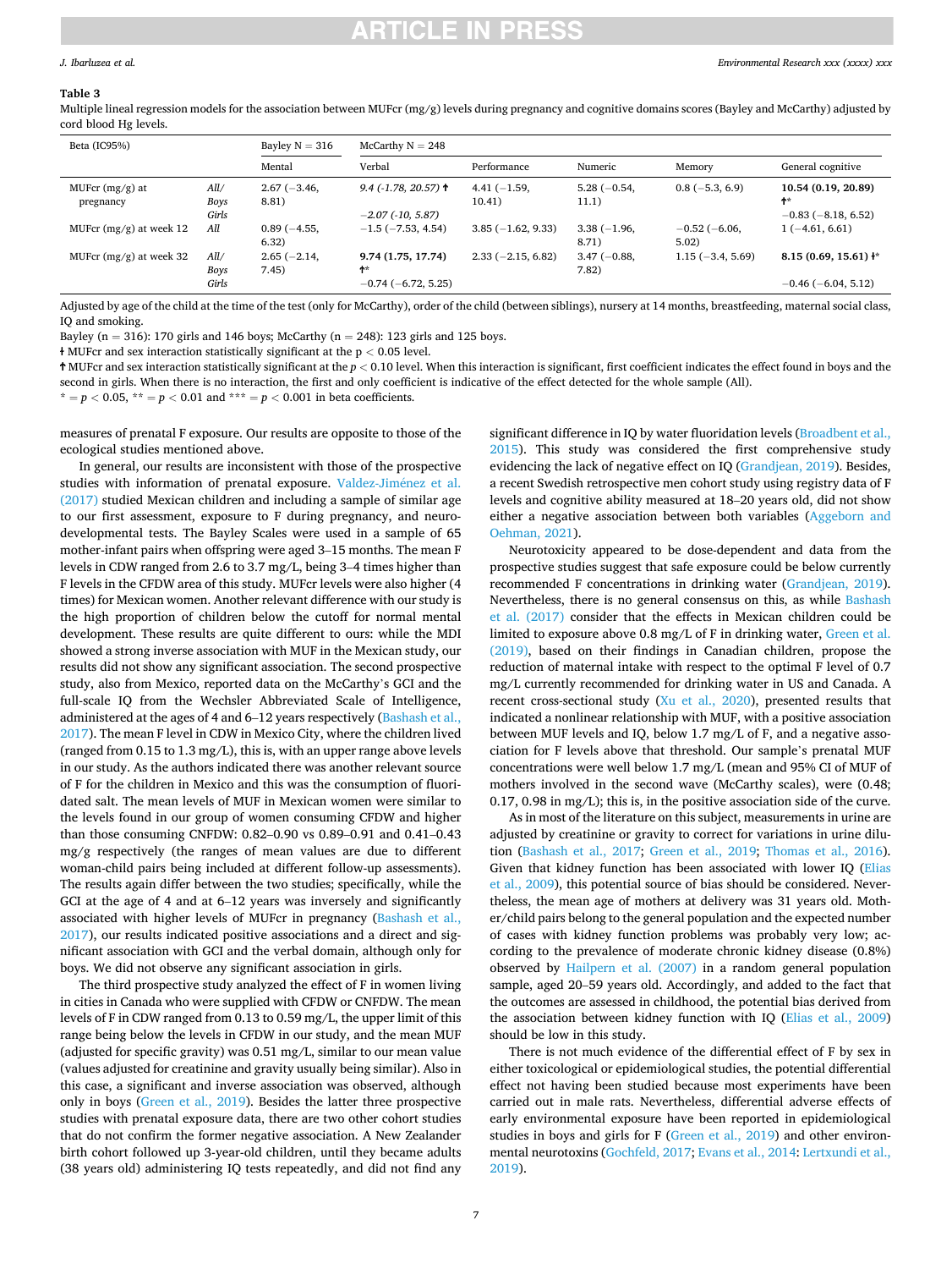**Table 3**
Multiple lineal regression models for the association between MUFcr (mg/g) levels during pregnancy and cognitive domains scores (Bayley and McCarthy) adjusted by cord blood Hg levels.

| Beta (IC95%) | | Bayley N = 316 | McCarthy N = 248 | | | | |
|---|---|---|---|---|---|---|---|
| | | Mental | Verbal | Performance | Numeric | Memory | General cognitive |
| MUFcr (mg/g) at pregnancy | All/ Boys Girls | 2.67 (−3.46, 8.81) | *9.4 (-1.78, 20.57)* ✝ *−2.07 (-10, 5.87)* | 4.41 (−1.59, 10.41) | 5.28 (−0.54, 11.1) | 0.8 (−5.3, 6.9) | **10.54 (0.19, 20.89) ✝*** −0.83 (−8.18, 6.52) |
| MUFcr (mg/g) at week 12 | All | 0.89 (−4.55, 6.32) | −1.5 (−7.53, 4.54) | 3.85 (−1.62, 9.33) | 3.38 (−1.96, 8.71) | −0.52 (−6.06, 5.02) | 1 (−4.61, 6.61) |
| MUFcr (mg/g) at week 32 | All/ Boys Girls | 2.65 (−2.14, 7.45) | **9.74 (1.75, 17.74) ✝*** −0.74 (−6.72, 5.25) | 2.33 (−2.15, 6.82) | 3.47 (−0.88, 7.82) | 1.15 (−3.4, 5.69) | **8.15 (0.69, 15.61) ǂ*** −0.46 (−6.04, 5.12) |

Adjusted by age of the child at the time of the test (only for McCarthy), order of the child (between siblings), nursery at 14 months, breastfeeding, maternal social class, IQ and smoking.

Bayley (n = 316): 170 girls and 146 boys; McCarthy (n = 248): 123 girls and 125 boys.

ǂ MUFcr and sex interaction statistically significant at the p < 0.05 level.

✝ MUFcr and sex interaction statistically significant at the $p < 0.10$ level. When this interaction is significant, first coefficient indicates the effect found in boys and the second in girls. When there is no interaction, the first and only coefficient is indicative of the effect detected for the whole sample (All).

* = $p < 0.05$, ** = $p < 0.01$ and *** = $p < 0.001$ in beta coefficients.

measures of prenatal F exposure. Our results are opposite to those of the ecological studies mentioned above.

In general, our results are inconsistent with those of the prospective studies with information of prenatal exposure. Valdez-Jiménez et al. (2017) studied Mexican children and including a sample of similar age to our first assessment, exposure to F during pregnancy, and neurodevelopmental tests. The Bayley Scales were used in a sample of 65 mother-infant pairs when offspring were aged 3–15 months. The mean F levels in CDW ranged from 2.6 to 3.7 mg/L, being 3–4 times higher than F levels in the CFDW area of this study. MUFcr levels were also higher (4 times) for Mexican women. Another relevant difference with our study is the high proportion of children below the cutoff for normal mental development. These results are quite different to ours: while the MDI showed a strong inverse association with MUF in the Mexican study, our results did not show any significant association. The second prospective study, also from Mexico, reported data on the McCarthy's GCI and the full-scale IQ from the Wechsler Abbreviated Scale of Intelligence, administered at the ages of 4 and 6–12 years respectively (Bashash et al., 2017). The mean F level in CDW in Mexico City, where the children lived (ranged from 0.15 to 1.3 mg/L), this is, with an upper range above levels in our study. As the authors indicated there was another relevant source of F for the children in Mexico and this was the consumption of fluoridated salt. The mean levels of MUF in Mexican women were similar to the levels found in our group of women consuming CFDW and higher than those consuming CNFDW: 0.82–0.90 vs 0.89–0.91 and 0.41–0.43 mg/g respectively (the ranges of mean values are due to different woman-child pairs being included at different follow-up assessments). The results again differ between the two studies; specifically, while the GCI at the age of 4 and at 6–12 years was inversely and significantly associated with higher levels of MUFcr in pregnancy (Bashash et al., 2017), our results indicated positive associations and a direct and significant association with GCI and the verbal domain, although only for boys. We did not observe any significant association in girls.

The third prospective study analyzed the effect of F in women living in cities in Canada who were supplied with CFDW or CNFDW. The mean levels of F in CDW ranged from 0.13 to 0.59 mg/L, the upper limit of this range being below the levels in CFDW in our study, and the mean MUF (adjusted for specific gravity) was 0.51 mg/L, similar to our mean value (values adjusted for creatinine and gravity usually being similar). Also in this case, a significant and inverse association was observed, although only in boys (Green et al., 2019). Besides the latter three prospective studies with prenatal exposure data, there are two other cohort studies that do not confirm the former negative association. A New Zealander birth cohort followed up 3-year-old children, until they became adults (38 years old) administering IQ tests repeatedly, and did not find any significant difference in IQ by water fluoridation levels (Broadbent et al., 2015). This study was considered the first comprehensive study evidencing the lack of negative effect on IQ (Grandjean, 2019). Besides, a recent Swedish retrospective men cohort study using registry data of F levels and cognitive ability measured at 18–20 years old, did not show either a negative association between both variables (Aggeborn and Oehman, 2021).

Neurotoxicity appeared to be dose-dependent and data from the prospective studies suggest that safe exposure could be below currently recommended F concentrations in drinking water (Grandjean, 2019). Nevertheless, there is no general consensus on this, as while Bashash et al. (2017) consider that the effects in Mexican children could be limited to exposure above 0.8 mg/L of F in drinking water, Green et al. (2019), based on their findings in Canadian children, propose the reduction of maternal intake with respect to the optimal F level of 0.7 mg/L currently recommended for drinking water in US and Canada. A recent cross-sectional study (Xu et al., 2020), presented results that indicated a nonlinear relationship with MUF, with a positive association between MUF levels and IQ, below 1.7 mg/L of F, and a negative association for F levels above that threshold. Our sample's prenatal MUF concentrations were well below 1.7 mg/L (mean and 95% CI of MUF of mothers involved in the second wave (McCarthy scales), were (0.48; 0.17, 0.98 in mg/L); this is, in the positive association side of the curve.

As in most of the literature on this subject, measurements in urine are adjusted by creatinine or gravity to correct for variations in urine dilution (Bashash et al., 2017; Green et al., 2019; Thomas et al., 2016). Given that kidney function has been associated with lower IQ (Elias et al., 2009), this potential source of bias should be considered. Nevertheless, the mean age of mothers at delivery was 31 years old. Mother/child pairs belong to the general population and the expected number of cases with kidney function problems was probably very low; according to the prevalence of moderate chronic kidney disease (0.8%) observed by Hailpern et al. (2007) in a random general population sample, aged 20–59 years old. Accordingly, and added to the fact that the outcomes are assessed in childhood, the potential bias derived from the association between kidney function with IQ (Elias et al., 2009) should be low in this study.

There is not much evidence of the differential effect of F by sex in either toxicological or epidemiological studies, the potential differential effect not having been studied because most experiments have been carried out in male rats. Nevertheless, differential adverse effects of early environmental exposure have been reported in epidemiological studies in boys and girls for F (Green et al., 2019) and other environmental neurotoxins (Gochfeld, 2017; Evans et al., 2014; Lertxundi et al., 2019).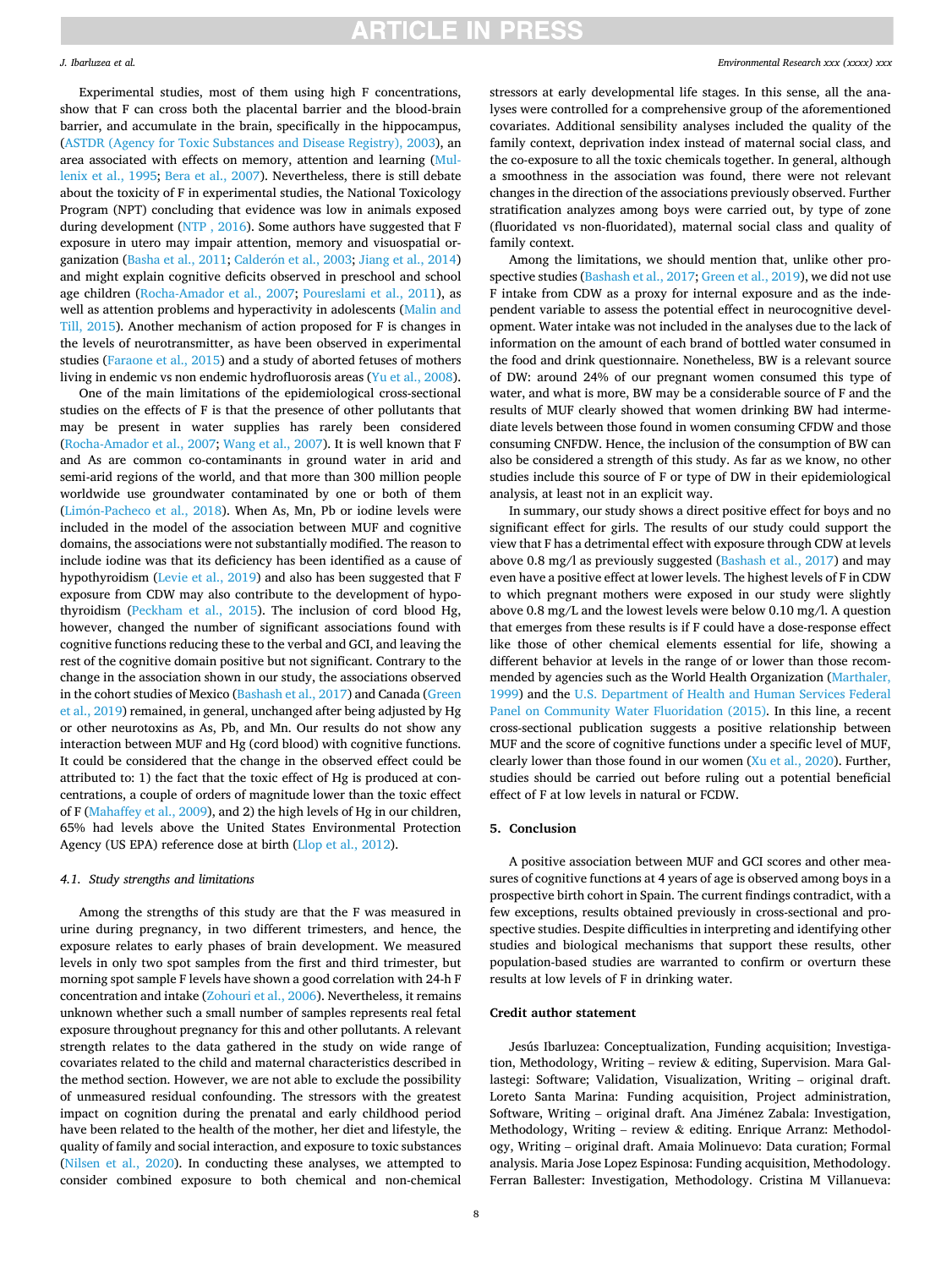Experimental studies, most of them using high F concentrations, show that F can cross both the placental barrier and the blood-brain barrier, and accumulate in the brain, specifically in the hippocampus, (ASTDR (Agency for Toxic Substances and Disease Registry), 2003), an area associated with effects on memory, attention and learning (Mullenix et al., 1995; Bera et al., 2007). Nevertheless, there is still debate about the toxicity of F in experimental studies, the National Toxicology Program (NPT) concluding that evidence was low in animals exposed during development (NTP , 2016). Some authors have suggested that F exposure in utero may impair attention, memory and visuospatial organization (Basha et al., 2011; Calderón et al., 2003; Jiang et al., 2014) and might explain cognitive deficits observed in preschool and school age children (Rocha-Amador et al., 2007; Poureslami et al., 2011), as well as attention problems and hyperactivity in adolescents (Malin and Till, 2015). Another mechanism of action proposed for F is changes in the levels of neurotransmitter, as have been observed in experimental studies (Faraone et al., 2015) and a study of aborted fetuses of mothers living in endemic vs non endemic hydrofluorosis areas (Yu et al., 2008).

One of the main limitations of the epidemiological cross-sectional studies on the effects of F is that the presence of other pollutants that may be present in water supplies has rarely been considered (Rocha-Amador et al., 2007; Wang et al., 2007). It is well known that F and As are common co-contaminants in ground water in arid and semi-arid regions of the world, and that more than 300 million people worldwide use groundwater contaminated by one or both of them (Limón-Pacheco et al., 2018). When As, Mn, Pb or iodine levels were included in the model of the association between MUF and cognitive domains, the associations were not substantially modified. The reason to include iodine was that its deficiency has been identified as a cause of hypothyroidism (Levie et al., 2019) and also has been suggested that F exposure from CDW may also contribute to the development of hypothyroidism (Peckham et al., 2015). The inclusion of cord blood Hg, however, changed the number of significant associations found with cognitive functions reducing these to the verbal and GCI, and leaving the rest of the cognitive domain positive but not significant. Contrary to the change in the association shown in our study, the associations observed in the cohort studies of Mexico (Bashash et al., 2017) and Canada (Green et al., 2019) remained, in general, unchanged after being adjusted by Hg or other neurotoxins as As, Pb, and Mn. Our results do not show any interaction between MUF and Hg (cord blood) with cognitive functions. It could be considered that the change in the observed effect could be attributed to: 1) the fact that the toxic effect of Hg is produced at concentrations, a couple of orders of magnitude lower than the toxic effect of F (Mahaffey et al., 2009), and 2) the high levels of Hg in our children, 65% had levels above the United States Environmental Protection Agency (US EPA) reference dose at birth (Llop et al., 2012).

### 4.1. Study strengths and limitations

Among the strengths of this study are that the F was measured in urine during pregnancy, in two different trimesters, and hence, the exposure relates to early phases of brain development. We measured levels in only two spot samples from the first and third trimester, but morning spot sample F levels have shown a good correlation with 24-h F concentration and intake (Zohouri et al., 2006). Nevertheless, it remains unknown whether such a small number of samples represents real fetal exposure throughout pregnancy for this and other pollutants. A relevant strength relates to the data gathered in the study on wide range of covariates related to the child and maternal characteristics described in the method section. However, we are not able to exclude the possibility of unmeasured residual confounding. The stressors with the greatest impact on cognition during the prenatal and early childhood period have been related to the health of the mother, her diet and lifestyle, the quality of family and social interaction, and exposure to toxic substances (Nilsen et al., 2020). In conducting these analyses, we attempted to consider combined exposure to both chemical and non-chemical stressors at early developmental life stages. In this sense, all the analyses were controlled for a comprehensive group of the aforementioned covariates. Additional sensibility analyses included the quality of the family context, deprivation index instead of maternal social class, and the co-exposure to all the toxic chemicals together. In general, although a smoothness in the association was found, there were not relevant changes in the direction of the associations previously observed. Further stratification analyzes among boys were carried out, by type of zone (fluoridated vs non-fluoridated), maternal social class and quality of family context.

Among the limitations, we should mention that, unlike other prospective studies (Bashash et al., 2017; Green et al., 2019), we did not use F intake from CDW as a proxy for internal exposure and as the independent variable to assess the potential effect in neurocognitive development. Water intake was not included in the analyses due to the lack of information on the amount of each brand of bottled water consumed in the food and drink questionnaire. Nonetheless, BW is a relevant source of DW: around 24% of our pregnant women consumed this type of water, and what is more, BW may be a considerable source of F and the results of MUF clearly showed that women drinking BW had intermediate levels between those found in women consuming CFDW and those consuming CNFDW. Hence, the inclusion of the consumption of BW can also be considered a strength of this study. As far as we know, no other studies include this source of F or type of DW in their epidemiological analysis, at least not in an explicit way.

In summary, our study shows a direct positive effect for boys and no significant effect for girls. The results of our study could support the view that F has a detrimental effect with exposure through CDW at levels above 0.8 mg/l as previously suggested (Bashash et al., 2017) and may even have a positive effect at lower levels. The highest levels of F in CDW to which pregnant mothers were exposed in our study were slightly above 0.8 mg/L and the lowest levels were below 0.10 mg/l. A question that emerges from these results is if F could have a dose-response effect like those of other chemical elements essential for life, showing a different behavior at levels in the range of or lower than those recommended by agencies such as the World Health Organization (Marthaler, 1999) and the U.S. Department of Health and Human Services Federal Panel on Community Water Fluoridation (2015). In this line, a recent cross-sectional publication suggests a positive relationship between MUF and the score of cognitive functions under a specific level of MUF, clearly lower than those found in our women (Xu et al., 2020). Further, studies should be carried out before ruling out a potential beneficial effect of F at low levels in natural or FCDW.

## 5. Conclusion

A positive association between MUF and GCI scores and other measures of cognitive functions at 4 years of age is observed among boys in a prospective birth cohort in Spain. The current findings contradict, with a few exceptions, results obtained previously in cross-sectional and prospective studies. Despite difficulties in interpreting and identifying other studies and biological mechanisms that support these results, other population-based studies are warranted to confirm or overturn these results at low levels of F in drinking water.

### Credit author statement

Jesús Ibarluzea: Conceptualization, Funding acquisition; Investigation, Methodology, Writing – review & editing, Supervision. Mara Gallastegi: Software; Validation, Visualization, Writing – original draft. Loreto Santa Marina: Funding acquisition, Project administration, Software, Writing – original draft. Ana Jiménez Zabala: Investigation, Methodology, Writing – review & editing. Enrique Arranz: Methodology, Writing – original draft. Amaia Molinuevo: Data curation; Formal analysis. Maria Jose Lopez Espinosa: Funding acquisition, Methodology. Ferran Ballester: Investigation, Methodology. Cristina M Villanueva: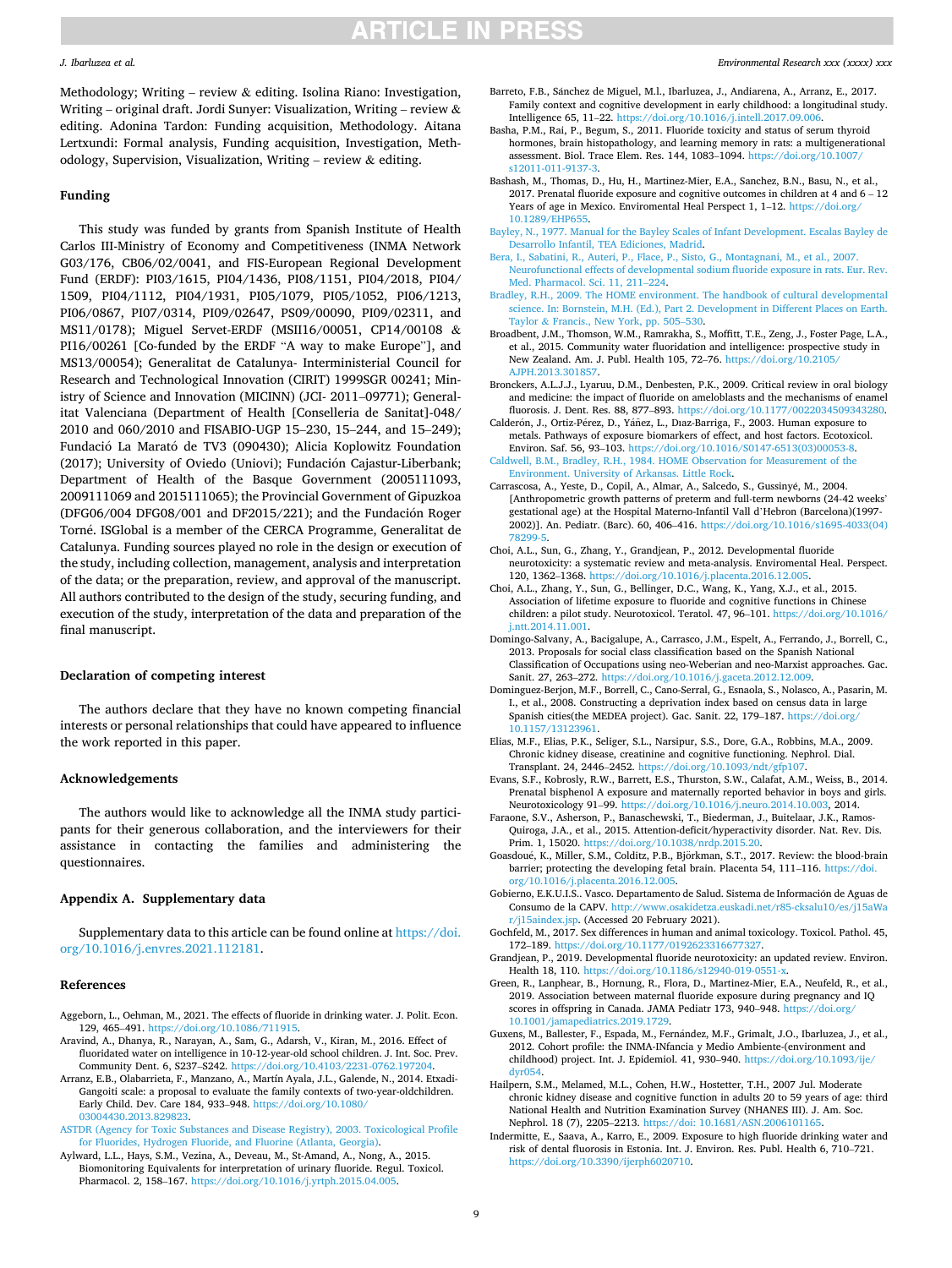Methodology; Writing – review & editing. Isolina Riano: Investigation, Writing – original draft. Jordi Sunyer: Visualization, Writing – review & editing. Adonina Tardon: Funding acquisition, Methodology. Aitana Lertxundi: Formal analysis, Funding acquisition, Investigation, Methodology, Supervision, Visualization, Writing – review & editing.

## Funding

This study was funded by grants from Spanish Institute of Health Carlos III-Ministry of Economy and Competitiveness (INMA Network G03/176, CB06/02/0041, and FIS-European Regional Development Fund (ERDF): PI03/1615, PI04/1436, PI08/1151, PI04/2018, PI04/1509, PI04/1112, PI04/1931, PI05/1079, PI05/1052, PI06/1213, PI06/0867, PI07/0314, PI09/02647, PS09/00090, PI09/02311, and MS11/0178); Miguel Servet-ERDF (MSII16/00051, CP14/00108 & PI16/00261 [Co-funded by the ERDF "A way to make Europe"], and MS13/00054); Generalitat de Catalunya- Interministerial Council for Research and Technological Innovation (CIRIT) 1999SGR 00241; Ministry of Science and Innovation (MICINN) (JCI- 2011–09771); Generalitat Valenciana (Department of Health [Conselleria de Sanitat]-048/2010 and 060/2010 and FISABIO-UGP 15–230, 15–244, and 15–249); Fundació La Marató de TV3 (090430); Alicia Koplowitz Foundation (2017); University of Oviedo (Uniovi); Fundación Cajastur-Liberbank; Department of Health of the Basque Government (2005111093, 2009111069 and 2015111065); the Provincial Government of Gipuzkoa (DFG06/004 DFG08/001 and DF2015/221); and the Fundación Roger Torné. ISGlobal is a member of the CERCA Programme, Generalitat de Catalunya. Funding sources played no role in the design or execution of the study, including collection, management, analysis and interpretation of the data; or the preparation, review, and approval of the manuscript. All authors contributed to the design of the study, securing funding, and execution of the study, interpretation of the data and preparation of the final manuscript.

## Declaration of competing interest

The authors declare that they have no known competing financial interests or personal relationships that could have appeared to influence the work reported in this paper.

## Acknowledgements

The authors would like to acknowledge all the INMA study participants for their generous collaboration, and the interviewers for their assistance in contacting the families and administering the questionnaires.

## Appendix A. Supplementary data

Supplementary data to this article can be found online at https://doi.org/10.1016/j.envres.2021.112181.

## References

Aggeborn, L., Oehman, M., 2021. The effects of fluoride in drinking water. J. Polit. Econ. 129, 465–491. https://doi.org/10.1086/711915.

Aravind, A., Dhanya, R., Narayan, A., Sam, G., Adarsh, V., Kiran, M., 2016. Effect of fluoridated water on intelligence in 10-12-year-old school children. J. Int. Soc. Prev. Community Dent. 6, S237–S242. https://doi.org/10.4103/2231-0762.197204.

Arranz, E.B., Olabarrieta, F., Manzano, A., Martín Ayala, J.L., Galende, N., 2014. Etxadi-Gangoiti scale: a proposal to evaluate the family contexts of two-year-oldchildren. Early Child. Dev. Care 184, 933–948. https://doi.org/10.1080/03004430.2013.829823.

ASTDR (Agency for Toxic Substances and Disease Registry), 2003. Toxicological Profile for Fluorides, Hydrogen Fluoride, and Fluorine (Atlanta, Georgia).

Aylward, L.L., Hays, S.M., Vezina, A., Deveau, M., St-Amand, A., Nong, A., 2015. Biomonitoring Equivalents for interpretation of urinary fluoride. Regul. Toxicol. Pharmacol. 2, 158–167. https://doi.org/10.1016/j.yrtph.2015.04.005.

Barreto, F.B., Sánchez de Miguel, M.l., Ibarluzea, J., Andiarena, A., Arranz, E., 2017. Family context and cognitive development in early childhood: a longitudinal study. Intelligence 65, 11–22. https://doi.org/10.1016/j.intell.2017.09.006.

Basha, P.M., Rai, P., Begum, S., 2011. Fluoride toxicity and status of serum thyroid hormones, brain histopathology, and learning memory in rats: a multigenerational assessment. Biol. Trace Elem. Res. 144, 1083–1094. https://doi.org/10.1007/s12011-011-9137-3.

Bashash, M., Thomas, D., Hu, H., Martinez-Mier, E.A., Sanchez, B.N., Basu, N., et al., 2017. Prenatal fluoride exposure and cognitive outcomes in children at 4 and 6 – 12 Years of age in Mexico. Enviromental Heal Perspect 1, 1–12. https://doi.org/10.1289/EHP655.

Bayley, N., 1977. Manual for the Bayley Scales of Infant Development. Escalas Bayley de Desarrollo Infantil, TEA Ediciones, Madrid.

Bera, I., Sabatini, R., Auteri, P., Flace, P., Sisto, G., Montagnani, M., et al., 2007. Neurofunctional effects of developmental sodium fluoride exposure in rats. Eur. Rev. Med. Pharmacol. Sci. 11, 211–224.

Bradley, R.H., 2009. The HOME environment. The handbook of cultural developmental science. In: Bornstein, M.H. (Ed.), Part 2. Development in Different Places on Earth. Taylor & Francis., New York, pp. 505–530.

Broadbent, J.M., Thomson, W.M., Ramrakha, S., Moffitt, T.E., Zeng, J., Foster Page, L.A., et al., 2015. Community water fluoridation and intelligence: prospective study in New Zealand. Am. J. Publ. Health 105, 72–76. https://doi.org/10.2105/AJPH.2013.301857.

Bronckers, A.L.J.J., Lyaruu, D.M., Denbesten, P.K., 2009. Critical review in oral biology and medicine: the impact of fluoride on ameloblasts and the mechanisms of enamel fluorosis. J. Dent. Res. 88, 877–893. https://doi.org/10.1177/0022034509343280.

Calderón, J., Ortiz-Pérez, D., Yáñez, L., Dıaz-Barriga, F., 2003. Human exposure to metals. Pathways of exposure biomarkers of effect, and host factors. Ecotoxicol. Environ. Saf. 56, 93–103. https://doi.org/10.1016/S0147-6513(03)00053-8.

Caldwell, B.M., Bradley, R.H., 1984. HOME Observation for Measurement of the Environment. University of Arkansas. Little Rock.

Carrascosa, A., Yeste, D., Copil, A., Almar, A., Salcedo, S., Gussinyé, M., 2004. [Anthropometric growth patterns of preterm and full-term newborns (24-42 weeks' gestational age) at the Hospital Materno-Infantil Vall d'Hebron (Barcelona)(1997-2002)]. An. Pediatr. (Barc). 60, 406–416. https://doi.org/10.1016/s1695-4033(04)78299-5.

Choi, A.L., Sun, G., Zhang, Y., Grandjean, P., 2012. Developmental fluoride neurotoxicity: a systematic review and meta-analysis. Enviromental Heal. Perspect. 120, 1362–1368. https://doi.org/10.1016/j.placenta.2016.12.005.

Choi, A.L., Zhang, Y., Sun, G., Bellinger, D.C., Wang, K., Yang, X.J., et al., 2015. Association of lifetime exposure to fluoride and cognitive functions in Chinese children: a pilot study. Neurotoxicol. Teratol. 47, 96–101. https://doi.org/10.1016/j.ntt.2014.11.001.

Domingo-Salvany, A., Bacigalupe, A., Carrasco, J.M., Espelt, A., Ferrando, J., Borrell, C., 2013. Proposals for social class classification based on the Spanish National Classification of Occupations using neo-Weberian and neo-Marxist approaches. Gac. Sanit. 27, 263–272. https://doi.org/10.1016/j.gaceta.2012.12.009.

Dominguez-Berjon, M.F., Borrell, C., Cano-Serral, G., Esnaola, S., Nolasco, A., Pasarin, M. I., et al., 2008. Constructing a deprivation index based on census data in large Spanish cities(the MEDEA project). Gac. Sanit. 22, 179–187. https://doi.org/10.1157/13123961.

Elias, M.F., Elias, P.K., Seliger, S.L., Narsipur, S.S., Dore, G.A., Robbins, M.A., 2009. Chronic kidney disease, creatinine and cognitive functioning. Nephrol. Dial. Transplant. 24, 2446–2452. https://doi.org/10.1093/ndt/gfp107.

Evans, S.F., Kobrosly, R.W., Barrett, E.S., Thurston, S.W., Calafat, A.M., Weiss, B., 2014. Prenatal bisphenol A exposure and maternally reported behavior in boys and girls. Neurotoxicology 91–99. https://doi.org/10.1016/j.neuro.2014.10.003, 2014.

Faraone, S.V., Asherson, P., Banaschewski, T., Biederman, J., Buitelaar, J.K., Ramos-Quiroga, J.A., et al., 2015. Attention-deficit/hyperactivity disorder. Nat. Rev. Dis. Prim. 1, 15020. https://doi.org/10.1038/nrdp.2015.20.

Goasdoué, K., Miller, S.M., Colditz, P.B., Björkman, S.T., 2017. Review: the blood-brain barrier; protecting the developing fetal brain. Placenta 54, 111–116. https://doi.org/10.1016/j.placenta.2016.12.005.

Gobierno, E.K.U.I.S.. Vasco. Departamento de Salud. Sistema de Información de Aguas de Consumo de la CAPV. http://www.osakidetza.euskadi.net/r85-cksalu10/es/j15aWar/j15aindex.jsp. (Accessed 20 February 2021).

Gochfeld, M., 2017. Sex differences in human and animal toxicology. Toxicol. Pathol. 45, 172–189. https://doi.org/10.1177/0192623316677327.

Grandjean, P., 2019. Developmental fluoride neurotoxicity: an updated review. Environ. Health 18, 110. https://doi.org/10.1186/s12940-019-0551-x.

Green, R., Lanphear, B., Hornung, R., Flora, D., Martinez-Mier, E.A., Neufeld, R., et al., 2019. Association between maternal fluoride exposure during pregnancy and IQ scores in offspring in Canada. JAMA Pediatr 173, 940–948. https://doi.org/10.1001/jamapediatrics.2019.1729.

Guxens, M., Ballester, F., Espada, M., Fernández, M.F., Grimalt, J.O., Ibarluzea, J., et al., 2012. Cohort profile: the INMA-INfancia y Medio Ambiente-(environment and childhood) project. Int. J. Epidemiol. 41, 930–940. https://doi.org/10.1093/ije/dyr054.

Hailpern, S.M., Melamed, M.L., Cohen, H.W., Hostetter, T.H., 2007 Jul. Moderate chronic kidney disease and cognitive function in adults 20 to 59 years of age: third National Health and Nutrition Examination Survey (NHANES III). J. Am. Soc. Nephrol. 18 (7), 2205–2213. https://doi: 10.1681/ASN.2006101165.

Indermitte, E., Saava, A., Karro, E., 2009. Exposure to high fluoride drinking water and risk of dental fluorosis in Estonia. Int. J. Environ. Res. Publ. Health 6, 710–721. https://doi.org/10.3390/ijerph6020710.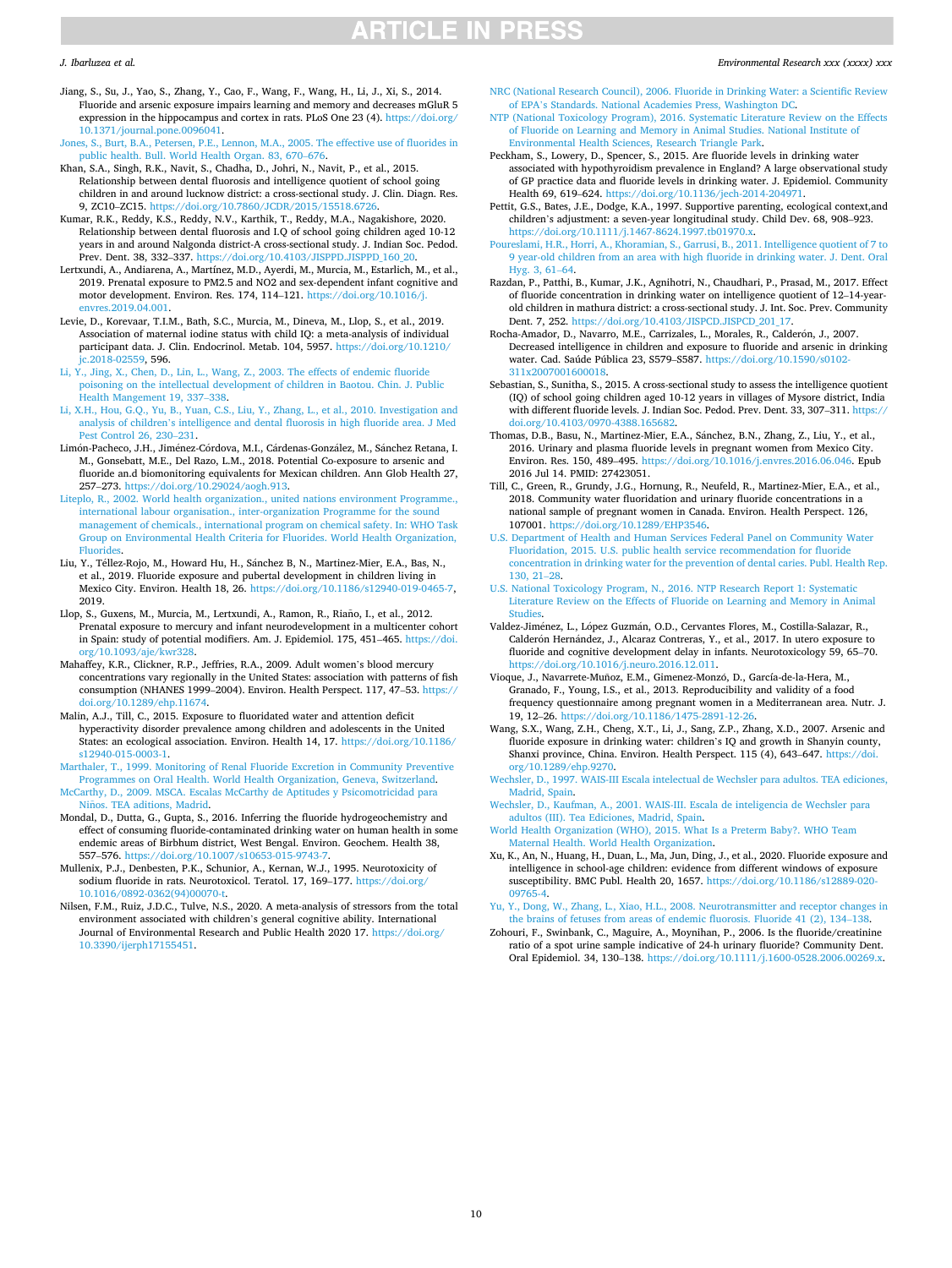Jiang, S., Su, J., Yao, S., Zhang, Y., Cao, F., Wang, F., Wang, H., Li, J., Xi, S., 2014. Fluoride and arsenic exposure impairs learning and memory and decreases mGluR 5 expression in the hippocampus and cortex in rats. PLoS One 23 (4). https://doi.org/10.1371/journal.pone.0096041.

Jones, S., Burt, B.A., Petersen, P.E., Lennon, M.A., 2005. The effective use of fluorides in public health. Bull. World Health Organ. 83, 670–676.

Khan, S.A., Singh, R.K., Navit, S., Chadha, D., Johri, N., Navit, P., et al., 2015. Relationship between dental fluorosis and intelligence quotient of school going children in and around lucknow district: a cross-sectional study. J. Clin. Diagn. Res. 9, ZC10–ZC15. https://doi.org/10.7860/JCDR/2015/15518.6726.

Kumar, R.K., Reddy, K.S., Reddy, N.V., Karthik, T., Reddy, M.A., Nagakishore, 2020. Relationship between dental fluorosis and I.Q of school going children aged 10-12 years in and around Nalgonda district-A cross-sectional study. J. Indian Soc. Pedod. Prev. Dent. 38, 332–337. https://doi.org/10.4103/JISPPD.JISPPD_160_20.

Lertxundi, A., Andiarena, A., Martínez, M.D., Ayerdi, M., Murcia, M., Estarlich, M., et al., 2019. Prenatal exposure to PM2.5 and NO2 and sex-dependent infant cognitive and motor development. Environ. Res. 174, 114–121. https://doi.org/10.1016/j.envres.2019.04.001.

Levie, D., Korevaar, T.I.M., Bath, S.C., Murcia, M., Dineva, M., Llop, S., et al., 2019. Association of maternal iodine status with child IQ: a meta-analysis of individual participant data. J. Clin. Endocrinol. Metab. 104, 5957. https://doi.org/10.1210/jc.2018-02559, 596.

Li, Y., Jing, X., Chen, D., Lin, L., Wang, Z., 2003. The effects of endemic fluoride poisoning on the intellectual development of children in Baotou. Chin. J. Public Health Mangement 19, 337–338.

Li, X.H., Hou, G.Q., Yu, B., Yuan, C.S., Liu, Y., Zhang, L., et al., 2010. Investigation and analysis of children's intelligence and dental fluorosis in high fluoride area. J Med Pest Control 26, 230–231.

Limón-Pacheco, J.H., Jiménez-Córdova, M.I., Cárdenas-González, M., Sánchez Retana, I. M., Gonsebatt, M.E., Del Razo, L.M., 2018. Potential Co-exposure to arsenic and fluoride an.d biomonitoring equivalents for Mexican children. Ann Glob Health 27, 257–273. https://doi.org/10.29024/aogh.913.

Liteplo, R., 2002. World health organization., united nations environment Programme., international labour organisation., inter-organization Programme for the sound management of chemicals., international program on chemical safety. In: WHO Task Group on Environmental Health Criteria for Fluorides. World Health Organization, Fluorides.

Liu, Y., Téllez-Rojo, M., Howard Hu, H., Sánchez B, N., Martinez-Mier, E.A., Bas, N., et al., 2019. Fluoride exposure and pubertal development in children living in Mexico City. Environ. Health 18, 26. https://doi.org/10.1186/s12940-019-0465-7, 2019.

Llop, S., Guxens, M., Murcia, M., Lertxundi, A., Ramon, R., Riaño, I., et al., 2012. Prenatal exposure to mercury and infant neurodevelopment in a multicenter cohort in Spain: study of potential modifiers. Am. J. Epidemiol. 175, 451–465. https://doi.org/10.1093/aje/kwr328.

Mahaffey, K.R., Clickner, R.P., Jeffries, R.A., 2009. Adult women's blood mercury concentrations vary regionally in the United States: association with patterns of fish consumption (NHANES 1999–2004). Environ. Health Perspect. 117, 47–53. https://doi.org/10.1289/ehp.11674.

Malin, A.J., Till, C., 2015. Exposure to fluoridated water and attention deficit hyperactivity disorder prevalence among children and adolescents in the United States: an ecological association. Environ. Health 14, 17. https://doi.org/10.1186/s12940-015-0003-1.

Marthaler, T., 1999. Monitoring of Renal Fluoride Excretion in Community Preventive Programmes on Oral Health. World Health Organization, Geneva, Switzerland.

McCarthy, D., 2009. MSCA. Escalas McCarthy de Aptitudes y Psicomotricidad para Niños. TEA aditions, Madrid.

Mondal, D., Dutta, G., Gupta, S., 2016. Inferring the fluoride hydrogeochemistry and effect of consuming fluoride-contaminated drinking water on human health in some endemic areas of Birbhum district, West Bengal. Environ. Geochem. Health 38, 557–576. https://doi.org/10.1007/s10653-015-9743-7.

Mullenix, P.J., Denbesten, P.K., Schunior, A., Kernan, W.J., 1995. Neurotoxicity of sodium fluoride in rats. Neurotoxicol. Teratol. 17, 169–177. https://doi.org/10.1016/0892-0362(94)00070-t.

Nilsen, F.M., Ruiz, J.D.C., Tulve, N.S., 2020. A meta-analysis of stressors from the total environment associated with children's general cognitive ability. International Journal of Environmental Research and Public Health 2020 17. https://doi.org/10.3390/ijerph17155451.

NRC (National Research Council), 2006. Fluoride in Drinking Water: a Scientific Review of EPA's Standards. National Academies Press, Washington DC.

NTP (National Toxicology Program), 2016. Systematic Literature Review on the Effects of Fluoride on Learning and Memory in Animal Studies. National Institute of Environmental Health Sciences, Research Triangle Park.

Peckham, S., Lowery, D., Spencer, S., 2015. Are fluoride levels in drinking water associated with hypothyroidism prevalence in England? A large observational study of GP practice data and fluoride levels in drinking water. J. Epidemiol. Community Health 69, 619–624. https://doi.org/10.1136/jech-2014-204971.

Pettit, G.S., Bates, J.E., Dodge, K.A., 1997. Supportive parenting, ecological context,and children's adjustment: a seven-year longitudinal study. Child Dev. 68, 908–923. https://doi.org/10.1111/j.1467-8624.1997.tb01970.x.

Poureslami, H.R., Horri, A., Khoramian, S., Garrusi, B., 2011. Intelligence quotient of 7 to 9 year-old children from an area with high fluoride in drinking water. J. Dent. Oral Hyg. 3, 61–64.

Razdan, P., Patthi, B., Kumar, J.K., Agnihotri, N., Chaudhari, P., Prasad, M., 2017. Effect of fluoride concentration in drinking water on intelligence quotient of 12–14-year-old children in mathura district: a cross-sectional study. J. Int. Soc. Prev. Community Dent. 7, 252. https://doi.org/10.4103/JISPCD.JISPCD_201_17.

Rocha-Amador, D., Navarro, M.E., Carrizales, L., Morales, R., Calderón, J., 2007. Decreased intelligence in children and exposure to fluoride and arsenic in drinking water. Cad. Saúde Pública 23, S579–S587. https://doi.org/10.1590/s0102-311x2007001600018.

Sebastian, S., Sunitha, S., 2015. A cross-sectional study to assess the intelligence quotient (IQ) of school going children aged 10-12 years in villages of Mysore district, India with different fluoride levels. J. Indian Soc. Pedod. Prev. Dent. 33, 307–311. https://doi.org/10.4103/0970-4388.165682.

Thomas, D.B., Basu, N., Martinez-Mier, E.A., Sánchez, B.N., Zhang, Z., Liu, Y., et al., 2016. Urinary and plasma fluoride levels in pregnant women from Mexico City. Environ. Res. 150, 489–495. https://doi.org/10.1016/j.envres.2016.06.046. Epub 2016 Jul 14. PMID: 27423051.

Till, C., Green, R., Grundy, J.G., Hornung, R., Neufeld, R., Martinez-Mier, E.A., et al., 2018. Community water fluoridation and urinary fluoride concentrations in a national sample of pregnant women in Canada. Environ. Health Perspect. 126, 107001. https://doi.org/10.1289/EHP3546.

U.S. Department of Health and Human Services Federal Panel on Community Water Fluoridation, 2015. U.S. public health service recommendation for fluoride concentration in drinking water for the prevention of dental caries. Publ. Health Rep. 130, 21–28.

U.S. National Toxicology Program, N., 2016. NTP Research Report 1: Systematic Literature Review on the Effects of Fluoride on Learning and Memory in Animal Studies.

Valdez-Jiménez, L., López Guzmán, O.D., Cervantes Flores, M., Costilla-Salazar, R., Calderón Hernández, J., Alcaraz Contreras, Y., et al., 2017. In utero exposure to fluoride and cognitive development delay in infants. Neurotoxicology 59, 65–70. https://doi.org/10.1016/j.neuro.2016.12.011.

Vioque, J., Navarrete-Muñoz, E.M., Gimenez-Monzó, D., García-de-la-Hera, M., Granado, F., Young, I.S., et al., 2013. Reproducibility and validity of a food frequency questionnaire among pregnant women in a Mediterranean area. Nutr. J. 19, 12–26. https://doi.org/10.1186/1475-2891-12-26.

Wang, S.X., Wang, Z.H., Cheng, X.T., Li, J., Sang, Z.P., Zhang, X.D., 2007. Arsenic and fluoride exposure in drinking water: children's IQ and growth in Shanyin county, Shanxi province, China. Environ. Health Perspect. 115 (4), 643–647. https://doi.org/10.1289/ehp.9270.

Wechsler, D., 1997. WAIS-III Escala intelectual de Wechsler para adultos. TEA ediciones, Madrid, Spain.

Wechsler, D., Kaufman, A., 2001. WAIS-III. Escala de inteligencia de Wechsler para adultos (III). Tea Ediciones, Madrid, Spain.

World Health Organization (WHO), 2015. What Is a Preterm Baby?. WHO Team Maternal Health. World Health Organization.

Xu, K., An, N., Huang, H., Duan, L., Ma, Jun, Ding, J., et al., 2020. Fluoride exposure and intelligence in school-age children: evidence from different windows of exposure susceptibility. BMC Publ. Health 20, 1657. https://doi.org/10.1186/s12889-020-09765-4.

Yu, Y., Dong, W., Zhang, L., Xiao, H.L., 2008. Neurotransmitter and receptor changes in the brains of fetuses from areas of endemic fluorosis. Fluoride 41 (2), 134–138.

Zohouri, F., Swinbank, C., Maguire, A., Moynihan, P., 2006. Is the fluoride/creatinine ratio of a spot urine sample indicative of 24-h urinary fluoride? Community Dent. Oral Epidemiol. 34, 130–138. https://doi.org/10.1111/j.1600-0528.2006.00269.x.